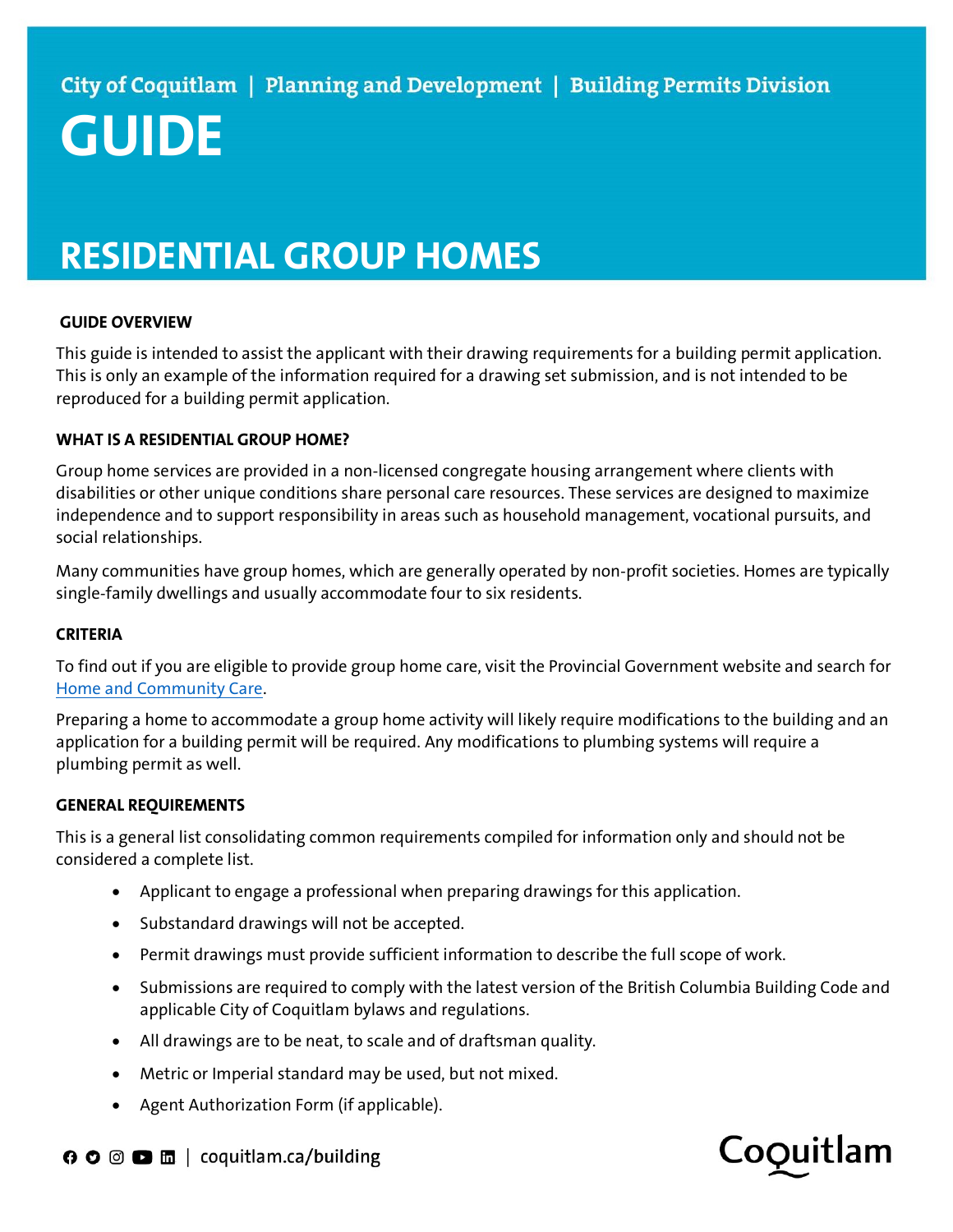City of Coquitlam | Planning and Development | Building Permits Division

# GUIDE

# RESIDENTIAL GROUP HOMES

## GUIDE OVERVIEW

This guide is intended to assist the applicant with their drawing requirements for a building permit application. This is only an example of the information required for a drawing set submission, and is not intended to be reproduced for a building permit application.

## WHAT IS A RESIDENTIAL GROUP HOME?

Group home services are provided in a non-licensed congregate housing arrangement where clients with disabilities or other unique conditions share personal care resources. These services are designed to maximize independence and to support responsibility in areas such as household management, vocational pursuits, and social relationships.

Many communities have group homes, which are generally operated by non-profit societies. Homes are typically single-family dwellings and usually accommodate four to six residents.

## CRITERIA

To find out if you are eligible to provide group home care, visit the Provincial Government website and search for Home and Community Care.

Preparing a home to accommodate a group home activity will likely require modifications to the building and an application for a building permit will be required. Any modifications to plumbing systems will require a plumbing permit as well.

## GENERAL REQUIREMENTS

This is a general list consolidating common requirements compiled for information only and should not be considered a complete list.

- Applicant to engage a professional when preparing drawings for this application.
- Substandard drawings will not be accepted.
- Permit drawings must provide sufficient information to describe the full scope of work.
- Submissions are required to comply with the latest version of the British Columbia Building Code and applicable City of Coquitlam bylaws and regulations.
- All drawings are to be neat, to scale and of draftsman quality.
- Metric or Imperial standard may be used, but not mixed.
- Agent Authorization Form (if applicable).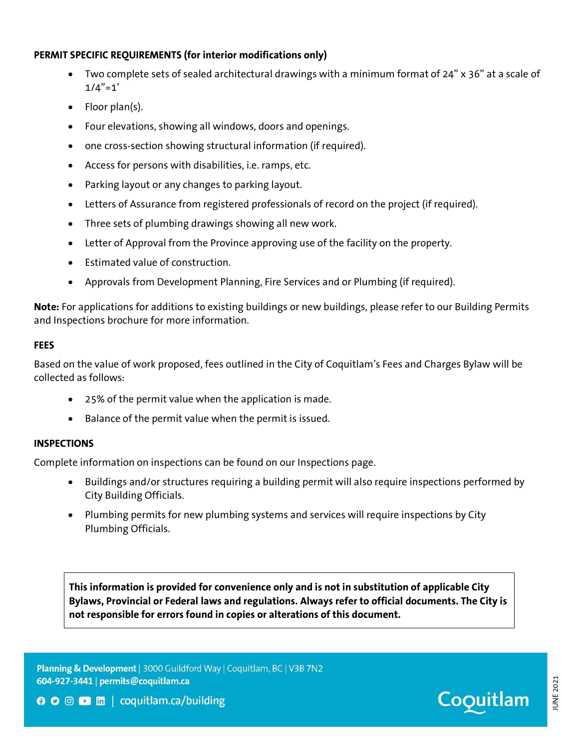**PERMIT SPECIFIC REQUIREMENTS (for interior modifications only)**

- Two complete sets of sealed architectural drawings with a minimum format of 24" x 36" at a scale of 1/4"=1'
- Floor plan(s).
- Four elevations, showing all windows, doors and openings.
- one cross-section showing structural information (if required).
- Access for persons with disabilities, i.e. ramps, etc.
- Parking layout or any changes to parking layout.
- Letters of Assurance from registered professionals of record on the project (if required).
- Three sets of plumbing drawings showing all new work.
- Letter of Approval from the Province approving use of the facility on the property.
- Estimated value of construction.
- Approvals from Development Planning, Fire Services and or Plumbing (if required).

**Note:** For applications for additions to existing buildings or new buildings, please refer to our Building Permits and Inspections brochure for more information.

**FEES**

Based on the value of work proposed, fees outlined in the City of Coquitlam's Fees and Charges Bylaw will be collected as follows:

- 25% of the permit value when the application is made.
- Balance of the permit value when the permit is issued.

**INSPECTIONS**

Complete information on inspections can be found on our Inspections page.

- Buildings and/or structures requiring a building permit will also require inspections performed by City Building Officials.
- Plumbing permits for new plumbing systems and services will require inspections by City Plumbing Officials.

**This information is provided for convenience only and is not in substitution of applicable City Bylaws, Provincial or Federal laws and regulations. Always refer to official documents. The City is not responsible for errors found in copies or alterations of this document.**

**Planning & Development** | 3000 Guildford Way | Coquitlam, BC | V3B 7N2
**604-927-3441** | **permits@coquitlam.ca**
coquitlam.ca/building

Coquitlam

JUNE 2021